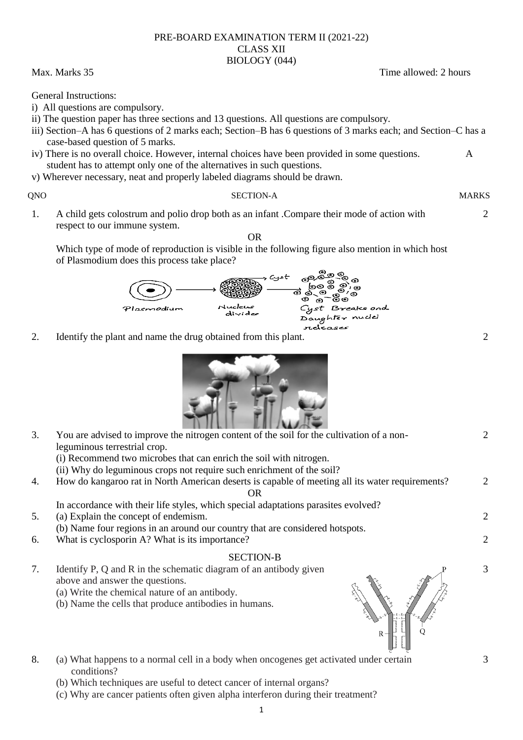PRE-BOARD EXAMINATION TERM II (2021-22)
CLASS XII
BIOLOGY (044)

Max. Marks 35 Time allowed: 2 hours

General Instructions:

i) All questions are compulsory.

ii) The question paper has three sections and 13 questions. All questions are compulsory.

iii) Section–A has 6 questions of 2 marks each; Section–B has 6 questions of 3 marks each; and Section–C has a case-based question of 5 marks.

iv) There is no overall choice. However, internal choices have been provided in some questions. A student has to attempt only one of the alternatives in such questions.

v) Wherever necessary, neat and properly labeled diagrams should be drawn.

| QNO | SECTION-A | MARKS |
|---|---|---|

1. A child gets colostrum and polio drop both as an infant .Compare their mode of action with respect to our immune system. **2**

OR

Which type of mode of reproduction is visible in the following figure also mention in which host of Plasmodium does this process take place?

Plasmodium → Nucleus divides → Cyst → Cyst Breaks and Daughter nuclei releases

2. Identify the plant and name the drug obtained from this plant. **2**

3. You are advised to improve the nitrogen content of the soil for the cultivation of a non-leguminous terrestrial crop. **2**
   (i) Recommend two microbes that can enrich the soil with nitrogen.
   (ii) Why do leguminous crops not require such enrichment of the soil?

4. How do kangaroo rat in North American deserts is capable of meeting all its water requirements? **2**

OR

In accordance with their life styles, which special adaptations parasites evolved?

5. (a) Explain the concept of endemism. **2**
   (b) Name four regions in an around our country that are considered hotspots.

6. What is cyclosporin A? What is its importance? **2**

## SECTION-B

7. Identify P, Q and R in the schematic diagram of an antibody given above and answer the questions. **3**
   (a) Write the chemical nature of an antibody.
   (b) Name the cells that produce antibodies in humans.

8. (a) What happens to a normal cell in a body when oncogenes get activated under certain conditions? **3**
   (b) Which techniques are useful to detect cancer of internal organs?
   (c) Why are cancer patients often given alpha interferon during their treatment?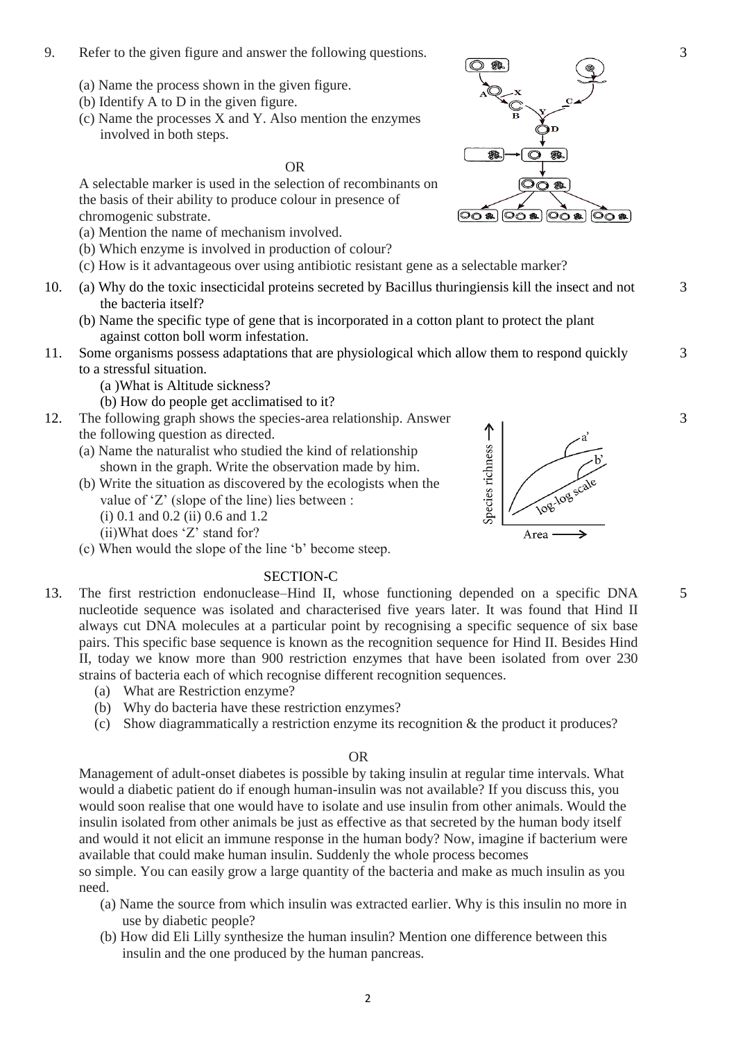9. Refer to the given figure and answer the following questions. 3

(a) Name the process shown in the given figure.
(b) Identify A to D in the given figure.
(c) Name the processes X and Y. Also mention the enzymes involved in both steps.

A
X
C
Y
B
D

OR

A selectable marker is used in the selection of recombinants on the basis of their ability to produce colour in presence of chromogenic substrate.

(a) Mention the name of mechanism involved.
(b) Which enzyme is involved in production of colour?
(c) How is it advantageous over using antibiotic resistant gene as a selectable marker?

10. (a) Why do the toxic insecticidal proteins secreted by Bacillus thuringiensis kill the insect and not the bacteria itself? 3
(b) Name the specific type of gene that is incorporated in a cotton plant to protect the plant against cotton boll worm infestation.

11. Some organisms possess adaptations that are physiological which allow them to respond quickly to a stressful situation. 3
(a )What is Altitude sickness?
(b) How do people get acclimatised to it?

12. The following graph shows the species-area relationship. Answer the following question as directed. 3
(a) Name the naturalist who studied the kind of relationship shown in the graph. Write the observation made by him.
(b) Write the situation as discovered by the ecologists when the value of 'Z' (slope of the line) lies between :
(i) 0.1 and 0.2 (ii) 0.6 and 1.2
(ii)What does 'Z' stand for?
(c) When would the slope of the line 'b' become steep.

Species richness
Area
a'
b'
log-log scale

## SECTION-C

13. The first restriction endonuclease–Hind II, whose functioning depended on a specific DNA nucleotide sequence was isolated and characterised five years later. It was found that Hind II always cut DNA molecules at a particular point by recognising a specific sequence of six base pairs. This specific base sequence is known as the recognition sequence for Hind II. Besides Hind II, today we know more than 900 restriction enzymes that have been isolated from over 230 strains of bacteria each of which recognise different recognition sequences. 5
(a) What are Restriction enzyme?
(b) Why do bacteria have these restriction enzymes?
(c) Show diagrammatically a restriction enzyme its recognition & the product it produces?

OR

Management of adult-onset diabetes is possible by taking insulin at regular time intervals. What would a diabetic patient do if enough human-insulin was not available? If you discuss this, you would soon realise that one would have to isolate and use insulin from other animals. Would the insulin isolated from other animals be just as effective as that secreted by the human body itself and would it not elicit an immune response in the human body? Now, imagine if bacterium were available that could make human insulin. Suddenly the whole process becomes so simple. You can easily grow a large quantity of the bacteria and make as much insulin as you need.

(a) Name the source from which insulin was extracted earlier. Why is this insulin no more in use by diabetic people?
(b) How did Eli Lilly synthesize the human insulin? Mention one difference between this insulin and the one produced by the human pancreas.